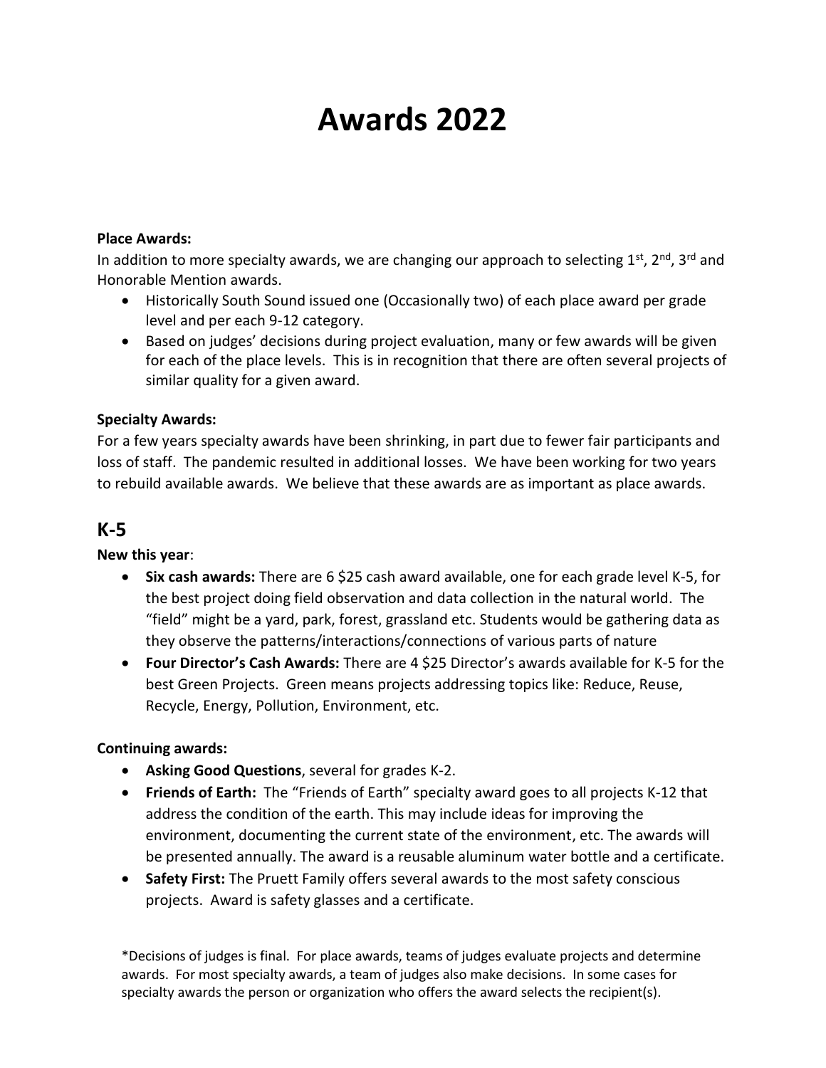# Awards 2022

**Place Awards:**
In addition to more specialty awards, we are changing our approach to selecting 1st, 2nd, 3rd and Honorable Mention awards.

- Historically South Sound issued one (Occasionally two) of each place award per grade level and per each 9-12 category.
- Based on judges' decisions during project evaluation, many or few awards will be given for each of the place levels. This is in recognition that there are often several projects of similar quality for a given award.

**Specialty Awards:**
For a few years specialty awards have been shrinking, in part due to fewer fair participants and loss of staff. The pandemic resulted in additional losses. We have been working for two years to rebuild available awards. We believe that these awards are as important as place awards.

## K-5

**New this year**:

- **Six cash awards:** There are 6 $25 cash award available, one for each grade level K-5, for the best project doing field observation and data collection in the natural world. The "field" might be a yard, park, forest, grassland etc. Students would be gathering data as they observe the patterns/interactions/connections of various parts of nature
- **Four Director's Cash Awards:** There are 4 $25 Director's awards available for K-5 for the best Green Projects. Green means projects addressing topics like: Reduce, Reuse, Recycle, Energy, Pollution, Environment, etc.

**Continuing awards:**

- **Asking Good Questions**, several for grades K-2.
- **Friends of Earth:** The "Friends of Earth" specialty award goes to all projects K-12 that address the condition of the earth. This may include ideas for improving the environment, documenting the current state of the environment, etc. The awards will be presented annually. The award is a reusable aluminum water bottle and a certificate.
- **Safety First:** The Pruett Family offers several awards to the most safety conscious projects. Award is safety glasses and a certificate.

*Decisions of judges is final. For place awards, teams of judges evaluate projects and determine awards. For most specialty awards, a team of judges also make decisions. In some cases for specialty awards the person or organization who offers the award selects the recipient(s).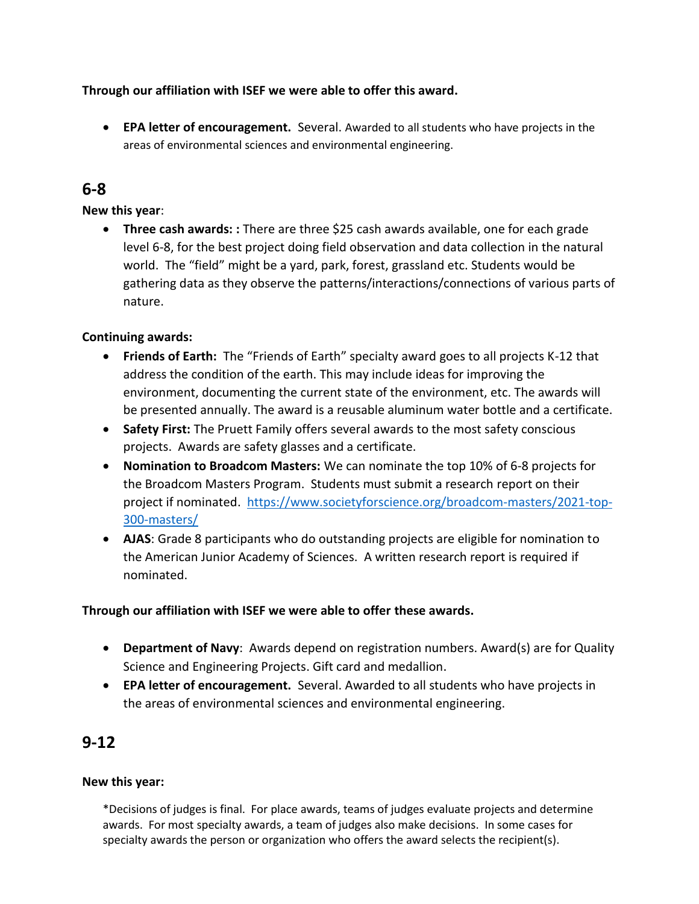**Through our affiliation with ISEF we were able to offer this award.**

- **EPA letter of encouragement.** Several. Awarded to all students who have projects in the areas of environmental sciences and environmental engineering.

## 6-8

**New this year**:

- **Three cash awards: :** There are three $25 cash awards available, one for each grade level 6-8, for the best project doing field observation and data collection in the natural world. The "field" might be a yard, park, forest, grassland etc. Students would be gathering data as they observe the patterns/interactions/connections of various parts of nature.

**Continuing awards:**

- **Friends of Earth:** The "Friends of Earth" specialty award goes to all projects K-12 that address the condition of the earth. This may include ideas for improving the environment, documenting the current state of the environment, etc. The awards will be presented annually. The award is a reusable aluminum water bottle and a certificate.
- **Safety First:** The Pruett Family offers several awards to the most safety conscious projects. Awards are safety glasses and a certificate.
- **Nomination to Broadcom Masters:** We can nominate the top 10% of 6-8 projects for the Broadcom Masters Program. Students must submit a research report on their project if nominated. [https://www.societyforscience.org/broadcom-masters/2021-top-300-masters/](https://www.societyforscience.org/broadcom-masters/2021-top-300-masters/)
- **AJAS**: Grade 8 participants who do outstanding projects are eligible for nomination to the American Junior Academy of Sciences. A written research report is required if nominated.

**Through our affiliation with ISEF we were able to offer these awards.**

- **Department of Navy**: Awards depend on registration numbers. Award(s) are for Quality Science and Engineering Projects. Gift card and medallion.
- **EPA letter of encouragement.** Several. Awarded to all students who have projects in the areas of environmental sciences and environmental engineering.

## 9-12

**New this year:**

*Decisions of judges is final. For place awards, teams of judges evaluate projects and determine awards. For most specialty awards, a team of judges also make decisions. In some cases for specialty awards the person or organization who offers the award selects the recipient(s).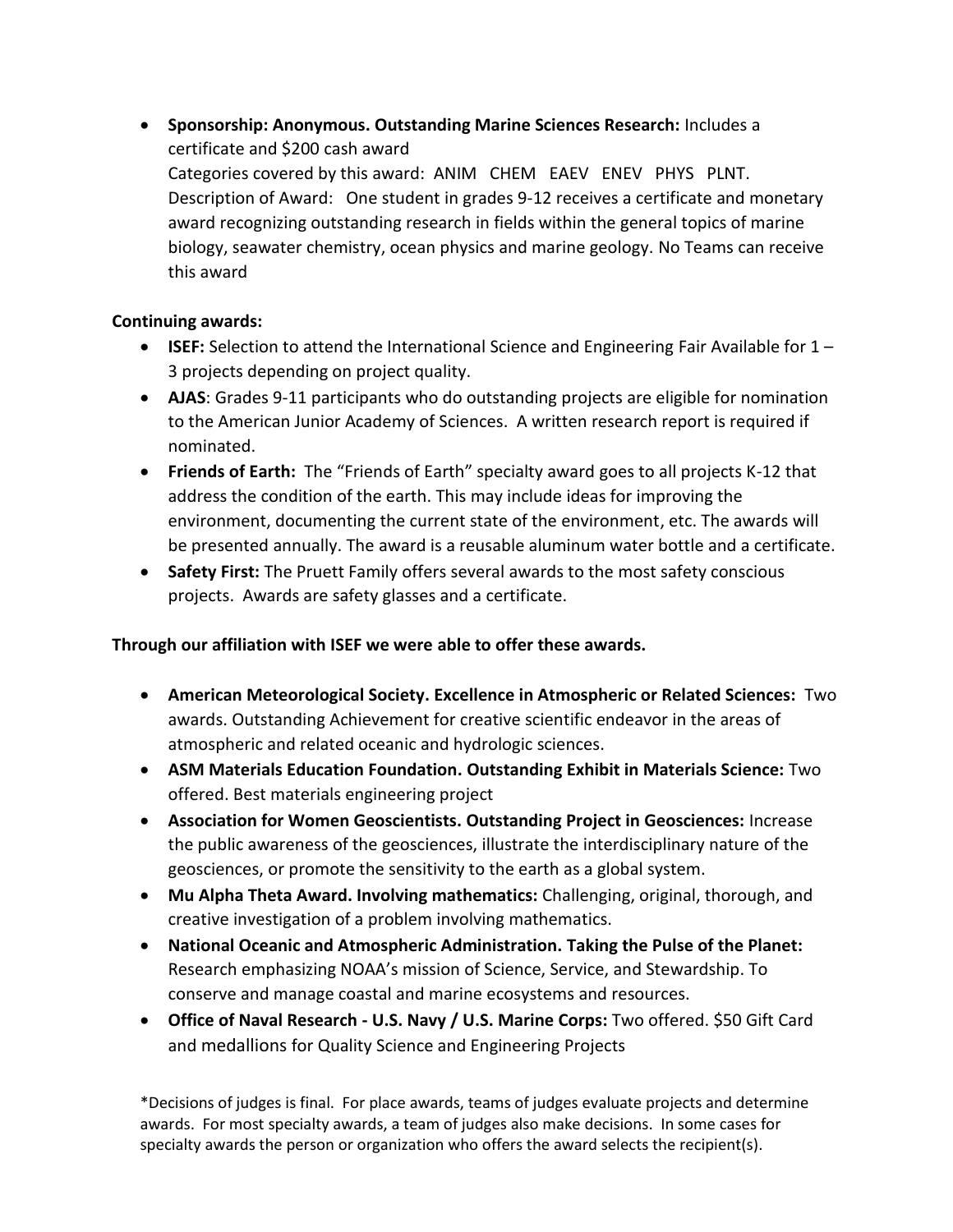- **Sponsorship: Anonymous. Outstanding Marine Sciences Research:** Includes a certificate and $200 cash award
  Categories covered by this award: ANIM CHEM EAEV ENEV PHYS PLNT.
  Description of Award: One student in grades 9-12 receives a certificate and monetary award recognizing outstanding research in fields within the general topics of marine biology, seawater chemistry, ocean physics and marine geology. No Teams can receive this award

**Continuing awards:**

- **ISEF:** Selection to attend the International Science and Engineering Fair Available for 1 – 3 projects depending on project quality.
- **AJAS**: Grades 9-11 participants who do outstanding projects are eligible for nomination to the American Junior Academy of Sciences. A written research report is required if nominated.
- **Friends of Earth:** The "Friends of Earth" specialty award goes to all projects K-12 that address the condition of the earth. This may include ideas for improving the environment, documenting the current state of the environment, etc. The awards will be presented annually. The award is a reusable aluminum water bottle and a certificate.
- **Safety First:** The Pruett Family offers several awards to the most safety conscious projects. Awards are safety glasses and a certificate.

**Through our affiliation with ISEF we were able to offer these awards.**

- **American Meteorological Society. Excellence in Atmospheric or Related Sciences:** Two awards. Outstanding Achievement for creative scientific endeavor in the areas of atmospheric and related oceanic and hydrologic sciences.
- **ASM Materials Education Foundation. Outstanding Exhibit in Materials Science:** Two offered. Best materials engineering project
- **Association for Women Geoscientists. Outstanding Project in Geosciences:** Increase the public awareness of the geosciences, illustrate the interdisciplinary nature of the geosciences, or promote the sensitivity to the earth as a global system.
- **Mu Alpha Theta Award. Involving mathematics:** Challenging, original, thorough, and creative investigation of a problem involving mathematics.
- **National Oceanic and Atmospheric Administration. Taking the Pulse of the Planet:** Research emphasizing NOAA's mission of Science, Service, and Stewardship. To conserve and manage coastal and marine ecosystems and resources.
- **Office of Naval Research - U.S. Navy / U.S. Marine Corps:** Two offered. $50 Gift Card and medallions for Quality Science and Engineering Projects

*Decisions of judges is final. For place awards, teams of judges evaluate projects and determine awards. For most specialty awards, a team of judges also make decisions. In some cases for specialty awards the person or organization who offers the award selects the recipient(s).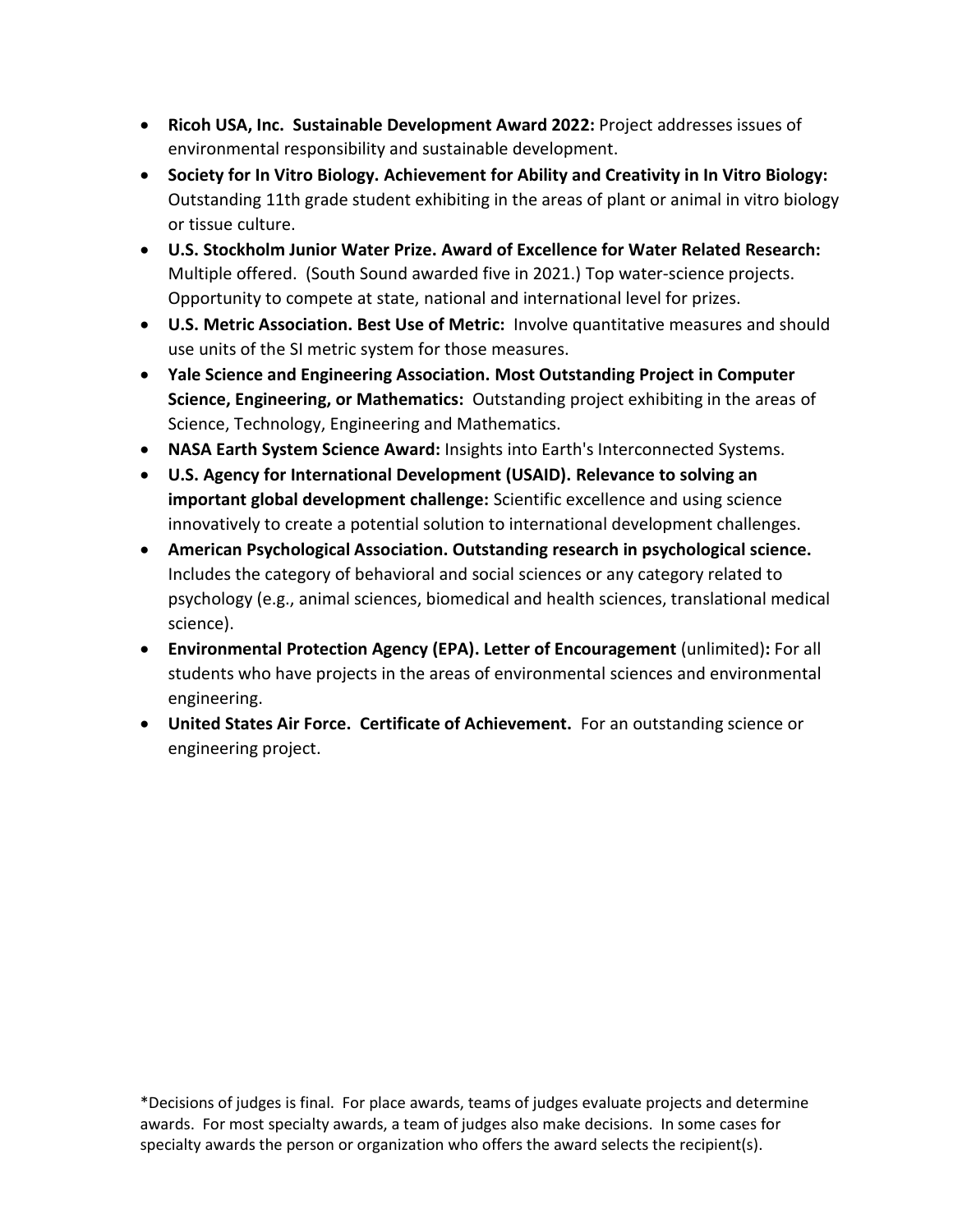- **Ricoh USA, Inc. Sustainable Development Award 2022:** Project addresses issues of environmental responsibility and sustainable development.
- **Society for In Vitro Biology. Achievement for Ability and Creativity in In Vitro Biology:** Outstanding 11th grade student exhibiting in the areas of plant or animal in vitro biology or tissue culture.
- **U.S. Stockholm Junior Water Prize. Award of Excellence for Water Related Research:** Multiple offered. (South Sound awarded five in 2021.) Top water-science projects. Opportunity to compete at state, national and international level for prizes.
- **U.S. Metric Association. Best Use of Metric:** Involve quantitative measures and should use units of the SI metric system for those measures.
- **Yale Science and Engineering Association. Most Outstanding Project in Computer Science, Engineering, or Mathematics:** Outstanding project exhibiting in the areas of Science, Technology, Engineering and Mathematics.
- **NASA Earth System Science Award:** Insights into Earth's Interconnected Systems.
- **U.S. Agency for International Development (USAID). Relevance to solving an important global development challenge:** Scientific excellence and using science innovatively to create a potential solution to international development challenges.
- **American Psychological Association. Outstanding research in psychological science.** Includes the category of behavioral and social sciences or any category related to psychology (e.g., animal sciences, biomedical and health sciences, translational medical science).
- **Environmental Protection Agency (EPA). Letter of Encouragement** (unlimited)**:** For all students who have projects in the areas of environmental sciences and environmental engineering.
- **United States Air Force. Certificate of Achievement.** For an outstanding science or engineering project.

*Decisions of judges is final. For place awards, teams of judges evaluate projects and determine awards. For most specialty awards, a team of judges also make decisions. In some cases for specialty awards the person or organization who offers the award selects the recipient(s).